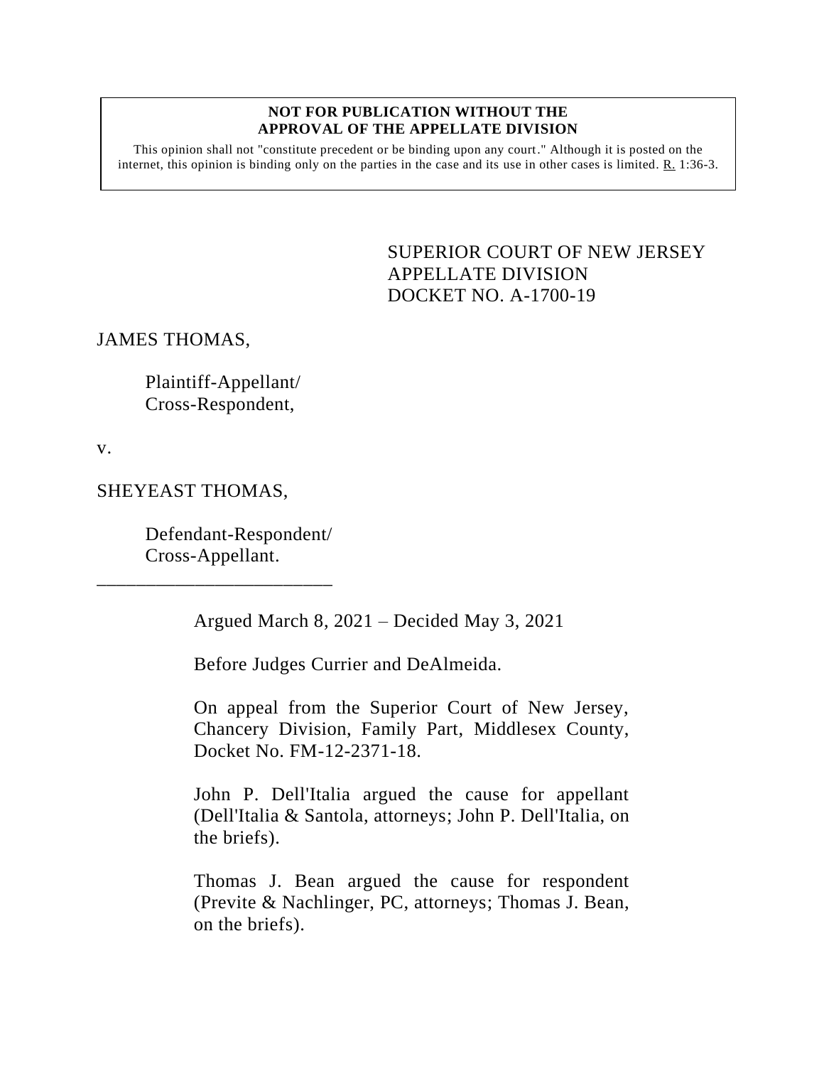**NOT FOR PUBLICATION WITHOUT THE APPROVAL OF THE APPELLATE DIVISION**

This opinion shall not "constitute precedent or be binding upon any court." Although it is posted on the internet, this opinion is binding only on the parties in the case and its use in other cases is limited. R. 1:36-3.

SUPERIOR COURT OF NEW JERSEY
APPELLATE DIVISION
DOCKET NO. A-1700-19

JAMES THOMAS,

Plaintiff-Appellant/
Cross-Respondent,

v.

SHEYEAST THOMAS,

Defendant-Respondent/
Cross-Appellant.

\_\_\_\_\_\_\_\_\_\_\_\_\_\_\_\_\_\_\_\_\_\_\_\_\_

Argued March 8, 2021 – Decided May 3, 2021

Before Judges Currier and DeAlmeida.

On appeal from the Superior Court of New Jersey, Chancery Division, Family Part, Middlesex County, Docket No. FM-12-2371-18.

John P. Dell'Italia argued the cause for appellant (Dell'Italia & Santola, attorneys; John P. Dell'Italia, on the briefs).

Thomas J. Bean argued the cause for respondent (Previte & Nachlinger, PC, attorneys; Thomas J. Bean, on the briefs).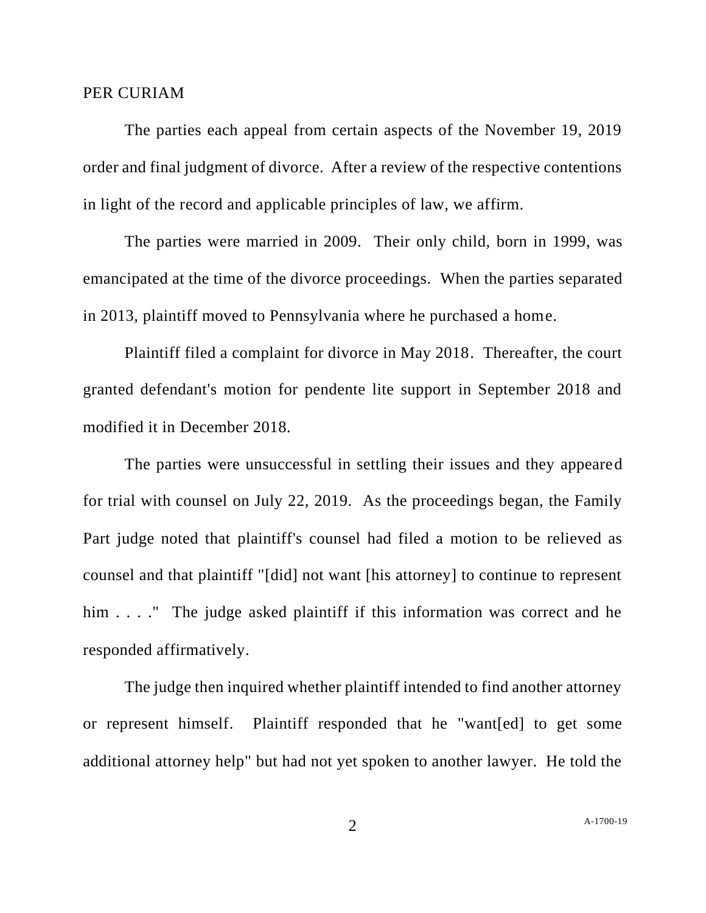PER CURIAM

The parties each appeal from certain aspects of the November 19, 2019 order and final judgment of divorce. After a review of the respective contentions in light of the record and applicable principles of law, we affirm.

The parties were married in 2009. Their only child, born in 1999, was emancipated at the time of the divorce proceedings. When the parties separated in 2013, plaintiff moved to Pennsylvania where he purchased a home.

Plaintiff filed a complaint for divorce in May 2018. Thereafter, the court granted defendant's motion for pendente lite support in September 2018 and modified it in December 2018.

The parties were unsuccessful in settling their issues and they appeared for trial with counsel on July 22, 2019. As the proceedings began, the Family Part judge noted that plaintiff's counsel had filed a motion to be relieved as counsel and that plaintiff "[did] not want [his attorney] to continue to represent him . . . ." The judge asked plaintiff if this information was correct and he responded affirmatively.

The judge then inquired whether plaintiff intended to find another attorney or represent himself. Plaintiff responded that he "want[ed] to get some additional attorney help" but had not yet spoken to another lawyer. He told the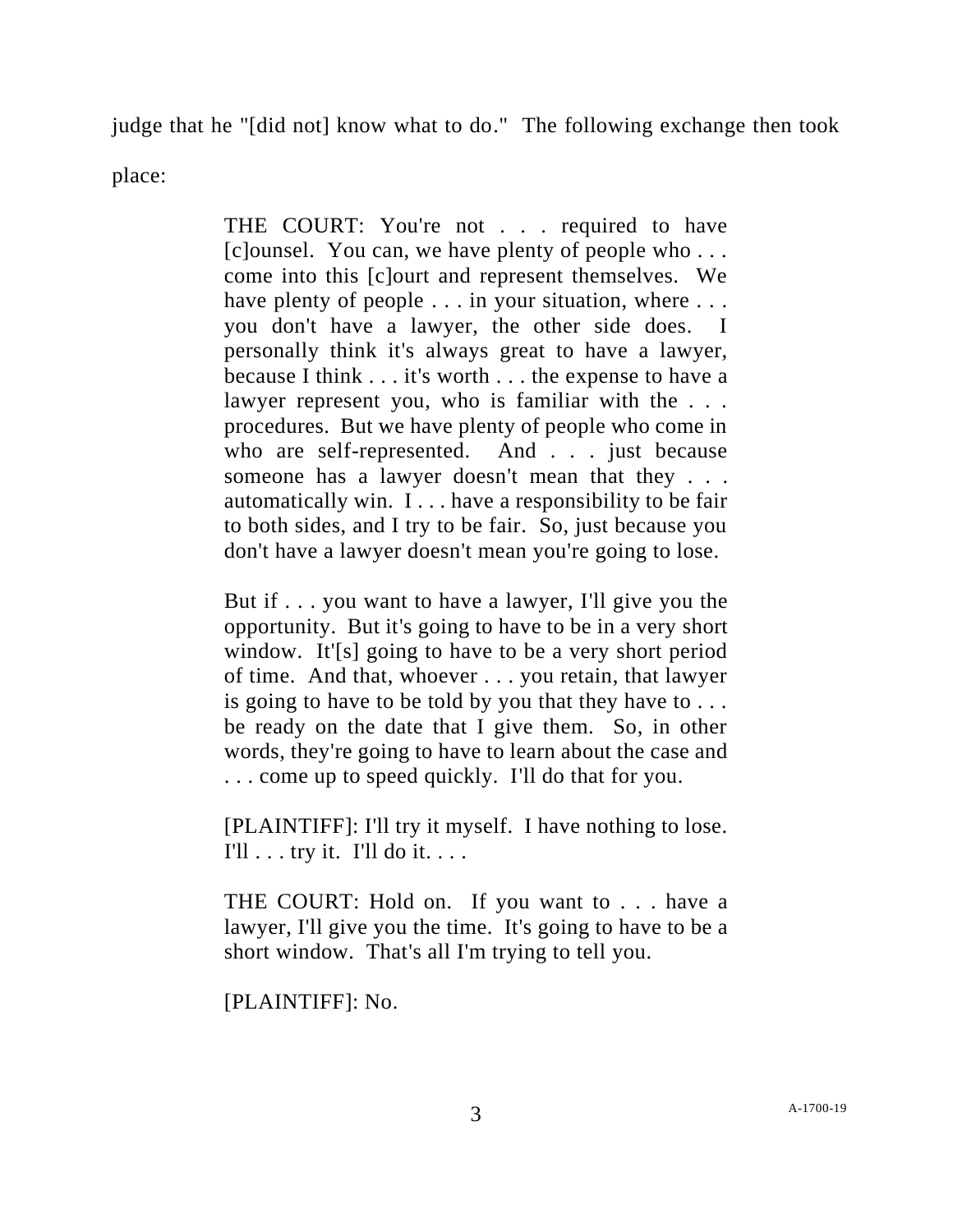judge that he "[did not] know what to do." The following exchange then took place:

> THE COURT: You're not . . . required to have [c]ounsel. You can, we have plenty of people who . . . come into this [c]ourt and represent themselves. We have plenty of people . . . in your situation, where . . . you don't have a lawyer, the other side does. I personally think it's always great to have a lawyer, because I think . . . it's worth . . . the expense to have a lawyer represent you, who is familiar with the . . . procedures. But we have plenty of people who come in who are self-represented. And . . . just because someone has a lawyer doesn't mean that they . . . automatically win. I . . . have a responsibility to be fair to both sides, and I try to be fair. So, just because you don't have a lawyer doesn't mean you're going to lose.
>
> But if . . . you want to have a lawyer, I'll give you the opportunity. But it's going to have to be in a very short window. It'[s] going to have to be a very short period of time. And that, whoever . . . you retain, that lawyer is going to have to be told by you that they have to . . . be ready on the date that I give them. So, in other words, they're going to have to learn about the case and . . . come up to speed quickly. I'll do that for you.
>
> [PLAINTIFF]: I'll try it myself. I have nothing to lose. I'll . . . try it. I'll do it. . . .
>
> THE COURT: Hold on. If you want to . . . have a lawyer, I'll give you the time. It's going to have to be a short window. That's all I'm trying to tell you.
>
> [PLAINTIFF]: No.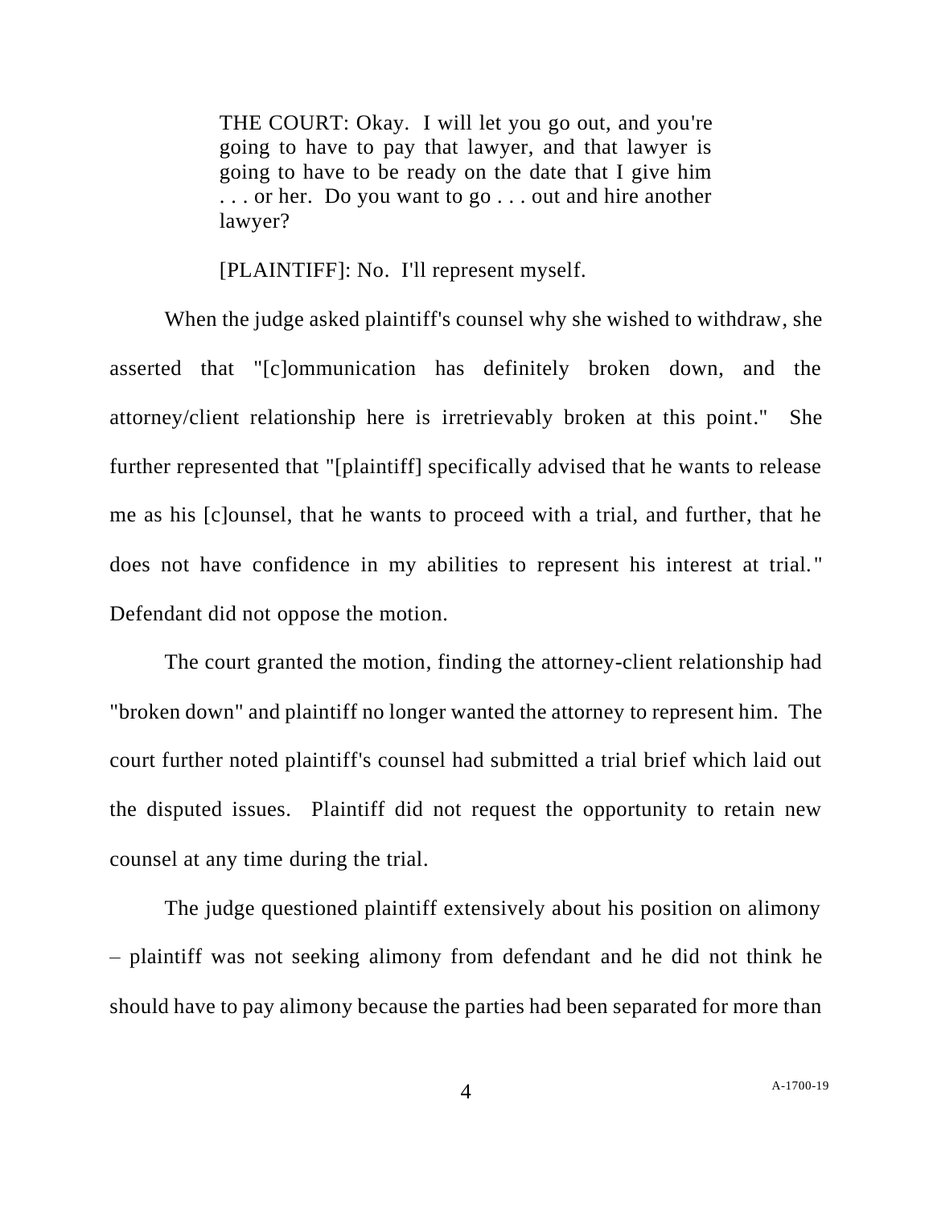> THE COURT: Okay. I will let you go out, and you're going to have to pay that lawyer, and that lawyer is going to have to be ready on the date that I give him . . . or her. Do you want to go . . . out and hire another lawyer?
>
> [PLAINTIFF]: No. I'll represent myself.

When the judge asked plaintiff's counsel why she wished to withdraw, she asserted that "[c]ommunication has definitely broken down, and the attorney/client relationship here is irretrievably broken at this point." She further represented that "[plaintiff] specifically advised that he wants to release me as his [c]ounsel, that he wants to proceed with a trial, and further, that he does not have confidence in my abilities to represent his interest at trial." Defendant did not oppose the motion.

The court granted the motion, finding the attorney-client relationship had "broken down" and plaintiff no longer wanted the attorney to represent him. The court further noted plaintiff's counsel had submitted a trial brief which laid out the disputed issues. Plaintiff did not request the opportunity to retain new counsel at any time during the trial.

The judge questioned plaintiff extensively about his position on alimony – plaintiff was not seeking alimony from defendant and he did not think he should have to pay alimony because the parties had been separated for more than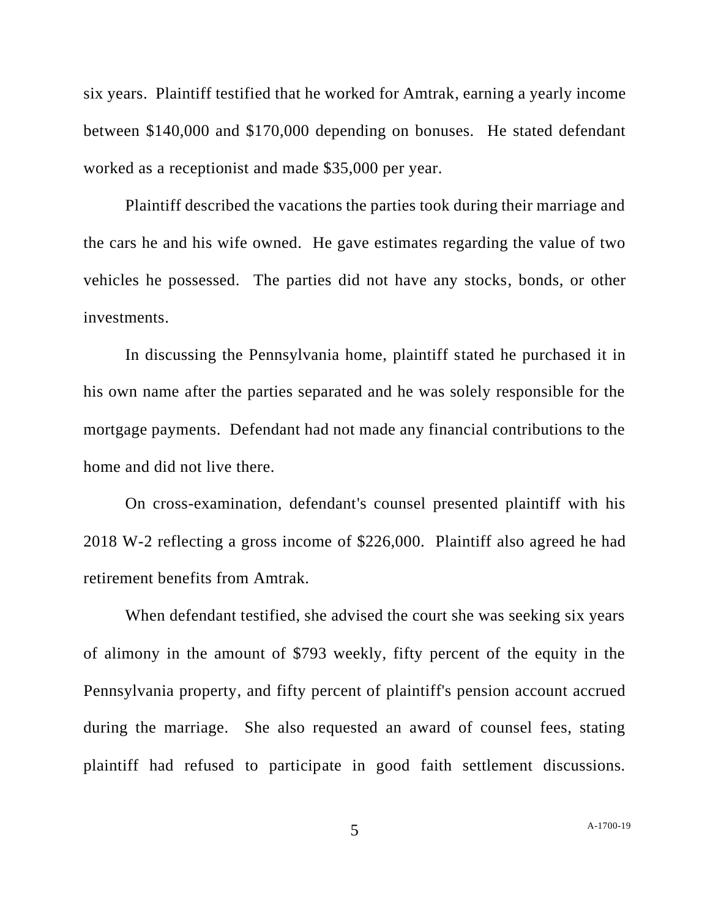six years. Plaintiff testified that he worked for Amtrak, earning a yearly income between $140,000 and $170,000 depending on bonuses. He stated defendant worked as a receptionist and made $35,000 per year.

Plaintiff described the vacations the parties took during their marriage and the cars he and his wife owned. He gave estimates regarding the value of two vehicles he possessed. The parties did not have any stocks, bonds, or other investments.

In discussing the Pennsylvania home, plaintiff stated he purchased it in his own name after the parties separated and he was solely responsible for the mortgage payments. Defendant had not made any financial contributions to the home and did not live there.

On cross-examination, defendant's counsel presented plaintiff with his 2018 W-2 reflecting a gross income of $226,000. Plaintiff also agreed he had retirement benefits from Amtrak.

When defendant testified, she advised the court she was seeking six years of alimony in the amount of $793 weekly, fifty percent of the equity in the Pennsylvania property, and fifty percent of plaintiff's pension account accrued during the marriage. She also requested an award of counsel fees, stating plaintiff had refused to participate in good faith settlement discussions.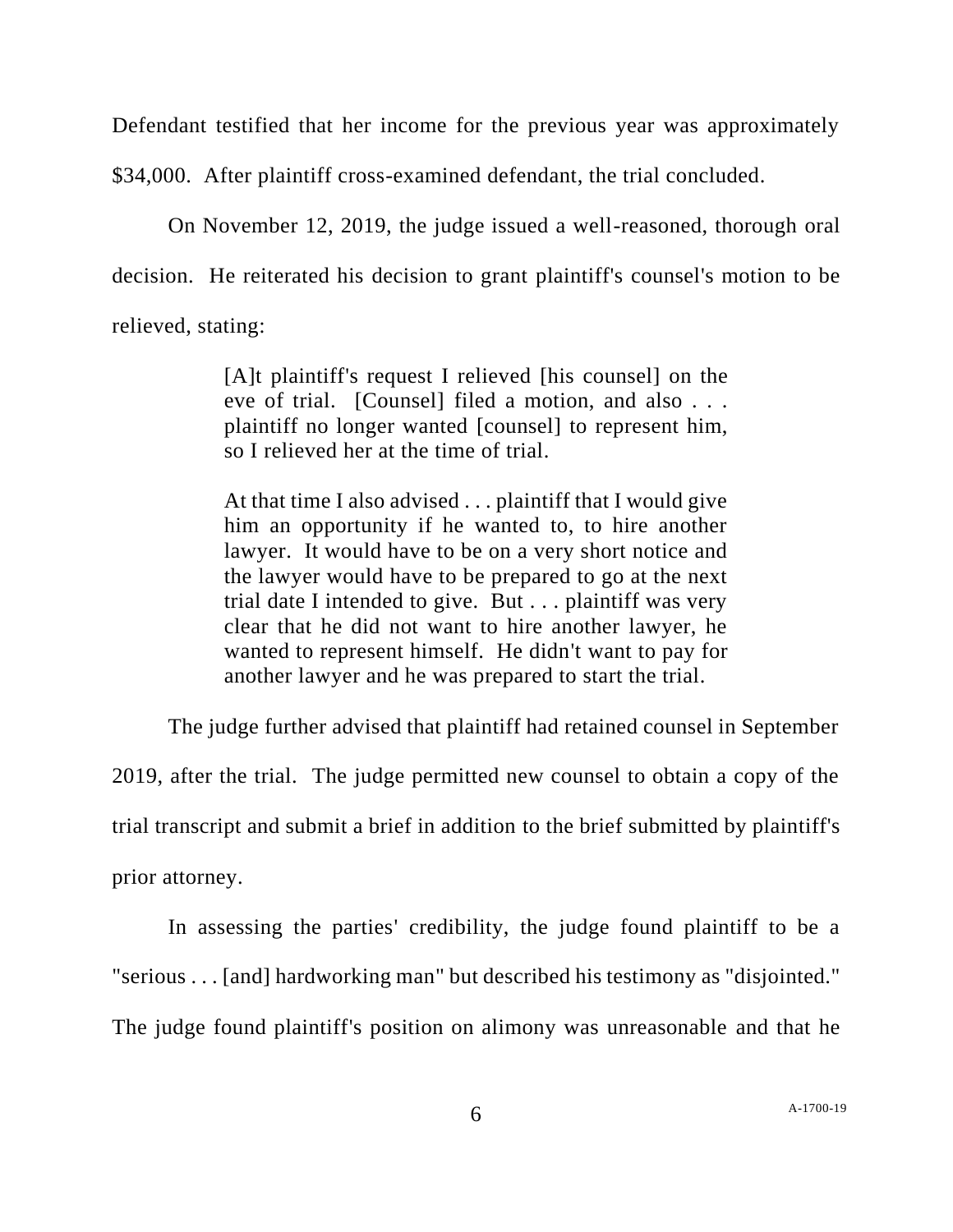Defendant testified that her income for the previous year was approximately $34,000. After plaintiff cross-examined defendant, the trial concluded.

On November 12, 2019, the judge issued a well-reasoned, thorough oral decision. He reiterated his decision to grant plaintiff's counsel's motion to be relieved, stating:

> [A]t plaintiff's request I relieved [his counsel] on the eve of trial. [Counsel] filed a motion, and also . . . plaintiff no longer wanted [counsel] to represent him, so I relieved her at the time of trial.
>
> At that time I also advised . . . plaintiff that I would give him an opportunity if he wanted to, to hire another lawyer. It would have to be on a very short notice and the lawyer would have to be prepared to go at the next trial date I intended to give. But . . . plaintiff was very clear that he did not want to hire another lawyer, he wanted to represent himself. He didn't want to pay for another lawyer and he was prepared to start the trial.

The judge further advised that plaintiff had retained counsel in September 2019, after the trial. The judge permitted new counsel to obtain a copy of the trial transcript and submit a brief in addition to the brief submitted by plaintiff's prior attorney.

In assessing the parties' credibility, the judge found plaintiff to be a "serious . . . [and] hardworking man" but described his testimony as "disjointed." The judge found plaintiff's position on alimony was unreasonable and that he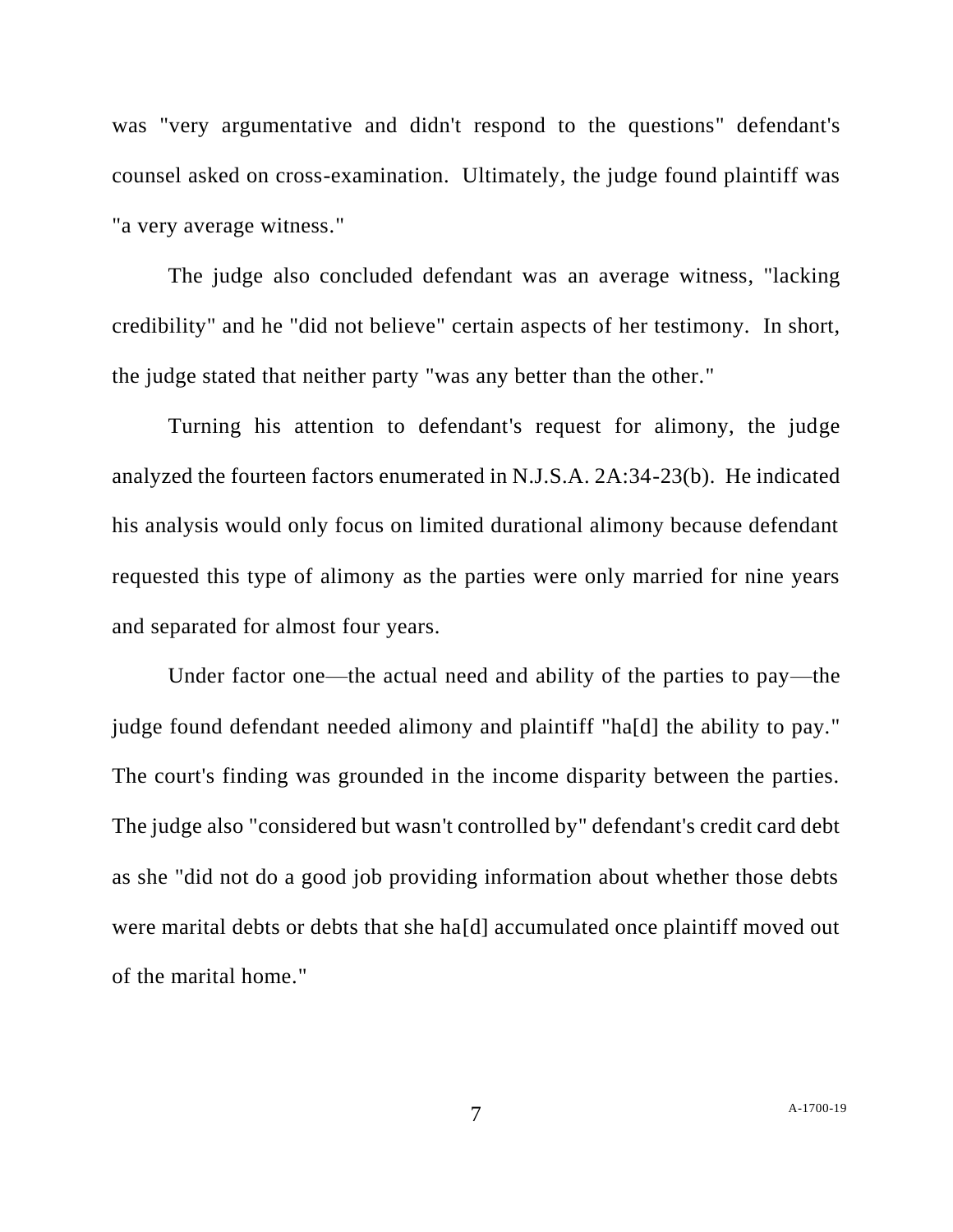was "very argumentative and didn't respond to the questions" defendant's counsel asked on cross-examination. Ultimately, the judge found plaintiff was "a very average witness."

The judge also concluded defendant was an average witness, "lacking credibility" and he "did not believe" certain aspects of her testimony. In short, the judge stated that neither party "was any better than the other."

Turning his attention to defendant's request for alimony, the judge analyzed the fourteen factors enumerated in N.J.S.A. 2A:34-23(b). He indicated his analysis would only focus on limited durational alimony because defendant requested this type of alimony as the parties were only married for nine years and separated for almost four years.

Under factor one—the actual need and ability of the parties to pay—the judge found defendant needed alimony and plaintiff "ha[d] the ability to pay." The court's finding was grounded in the income disparity between the parties. The judge also "considered but wasn't controlled by" defendant's credit card debt as she "did not do a good job providing information about whether those debts were marital debts or debts that she ha[d] accumulated once plaintiff moved out of the marital home."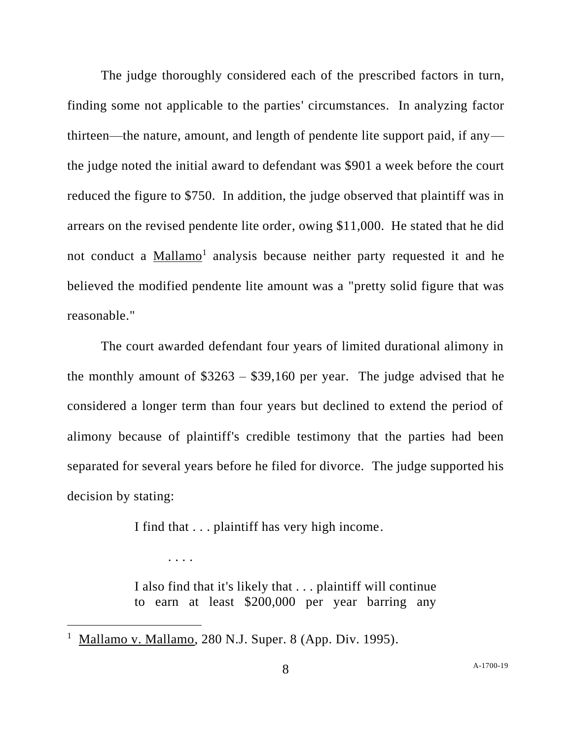The judge thoroughly considered each of the prescribed factors in turn, finding some not applicable to the parties' circumstances. In analyzing factor thirteen—the nature, amount, and length of pendente lite support paid, if any—the judge noted the initial award to defendant was $901 a week before the court reduced the figure to $750. In addition, the judge observed that plaintiff was in arrears on the revised pendente lite order, owing $11,000. He stated that he did not conduct a Mallamo[1] analysis because neither party requested it and he believed the modified pendente lite amount was a "pretty solid figure that was reasonable."

The court awarded defendant four years of limited durational alimony in the monthly amount of $3263 – $39,160 per year. The judge advised that he considered a longer term than four years but declined to extend the period of alimony because of plaintiff's credible testimony that the parties had been separated for several years before he filed for divorce. The judge supported his decision by stating:

> I find that . . . plaintiff has very high income.
>
> . . . .
>
> I also find that it's likely that . . . plaintiff will continue to earn at least $200,000 per year barring any

---

[1] Mallamo v. Mallamo, 280 N.J. Super. 8 (App. Div. 1995).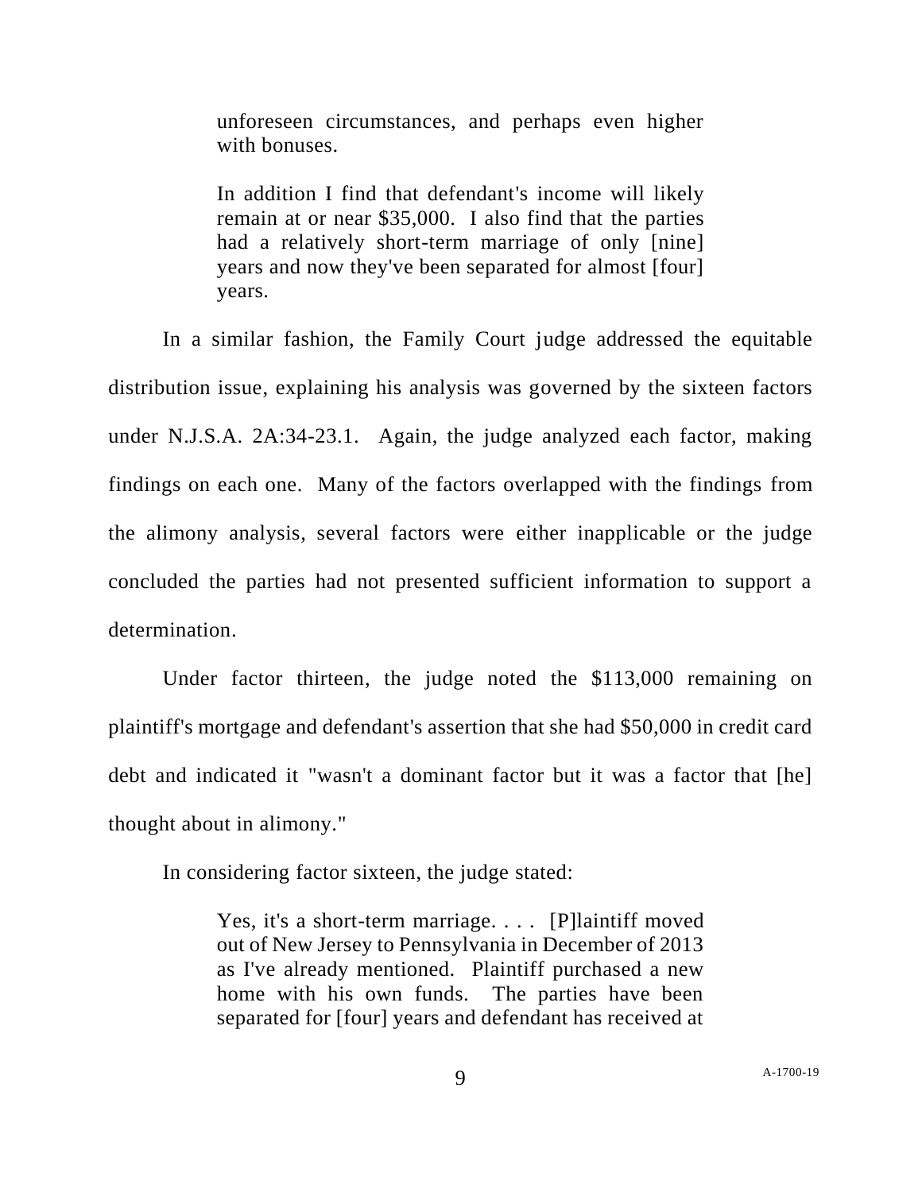> unforeseen circumstances, and perhaps even higher with bonuses.
>
> In addition I find that defendant's income will likely remain at or near $35,000. I also find that the parties had a relatively short-term marriage of only [nine] years and now they've been separated for almost [four] years.

In a similar fashion, the Family Court judge addressed the equitable distribution issue, explaining his analysis was governed by the sixteen factors under N.J.S.A. 2A:34-23.1. Again, the judge analyzed each factor, making findings on each one. Many of the factors overlapped with the findings from the alimony analysis, several factors were either inapplicable or the judge concluded the parties had not presented sufficient information to support a determination.

Under factor thirteen, the judge noted the $113,000 remaining on plaintiff's mortgage and defendant's assertion that she had $50,000 in credit card debt and indicated it "wasn't a dominant factor but it was a factor that [he] thought about in alimony."

In considering factor sixteen, the judge stated:

> Yes, it's a short-term marriage. . . . [P]laintiff moved out of New Jersey to Pennsylvania in December of 2013 as I've already mentioned. Plaintiff purchased a new home with his own funds. The parties have been separated for [four] years and defendant has received at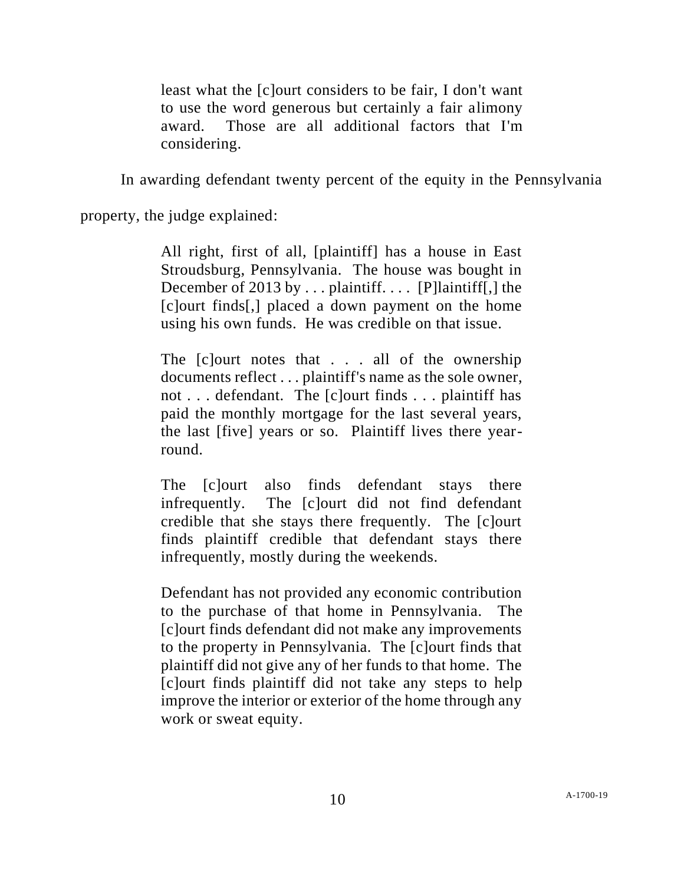> least what the [c]ourt considers to be fair, I don't want to use the word generous but certainly a fair alimony award. Those are all additional factors that I'm considering.

In awarding defendant twenty percent of the equity in the Pennsylvania property, the judge explained:

> All right, first of all, [plaintiff] has a house in East Stroudsburg, Pennsylvania. The house was bought in December of 2013 by . . . plaintiff. . . . [P]laintiff[,] the [c]ourt finds[,] placed a down payment on the home using his own funds. He was credible on that issue.
>
> The [c]ourt notes that . . . all of the ownership documents reflect . . . plaintiff's name as the sole owner, not . . . defendant. The [c]ourt finds . . . plaintiff has paid the monthly mortgage for the last several years, the last [five] years or so. Plaintiff lives there year-round.
>
> The [c]ourt also finds defendant stays there infrequently. The [c]ourt did not find defendant credible that she stays there frequently. The [c]ourt finds plaintiff credible that defendant stays there infrequently, mostly during the weekends.
>
> Defendant has not provided any economic contribution to the purchase of that home in Pennsylvania. The [c]ourt finds defendant did not make any improvements to the property in Pennsylvania. The [c]ourt finds that plaintiff did not give any of her funds to that home. The [c]ourt finds plaintiff did not take any steps to help improve the interior or exterior of the home through any work or sweat equity.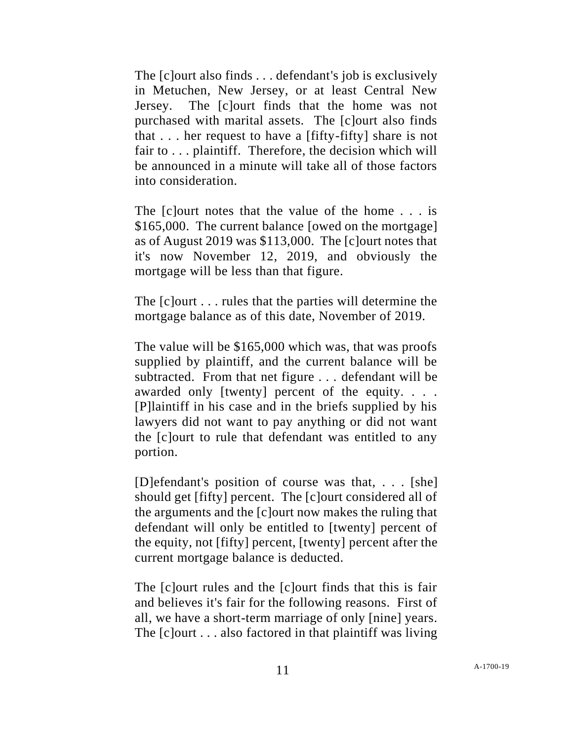The [c]ourt also finds . . . defendant's job is exclusively in Metuchen, New Jersey, or at least Central New Jersey. The [c]ourt finds that the home was not purchased with marital assets. The [c]ourt also finds that . . . her request to have a [fifty-fifty] share is not fair to . . . plaintiff. Therefore, the decision which will be announced in a minute will take all of those factors into consideration.

The [c]ourt notes that the value of the home . . . is $165,000. The current balance [owed on the mortgage] as of August 2019 was $113,000. The [c]ourt notes that it's now November 12, 2019, and obviously the mortgage will be less than that figure.

The [c]ourt . . . rules that the parties will determine the mortgage balance as of this date, November of 2019.

The value will be $165,000 which was, that was proofs supplied by plaintiff, and the current balance will be subtracted. From that net figure . . . defendant will be awarded only [twenty] percent of the equity. . . . [P]laintiff in his case and in the briefs supplied by his lawyers did not want to pay anything or did not want the [c]ourt to rule that defendant was entitled to any portion.

[D]efendant's position of course was that, . . . [she] should get [fifty] percent. The [c]ourt considered all of the arguments and the [c]ourt now makes the ruling that defendant will only be entitled to [twenty] percent of the equity, not [fifty] percent, [twenty] percent after the current mortgage balance is deducted.

The [c]ourt rules and the [c]ourt finds that this is fair and believes it's fair for the following reasons. First of all, we have a short-term marriage of only [nine] years. The [c]ourt . . . also factored in that plaintiff was living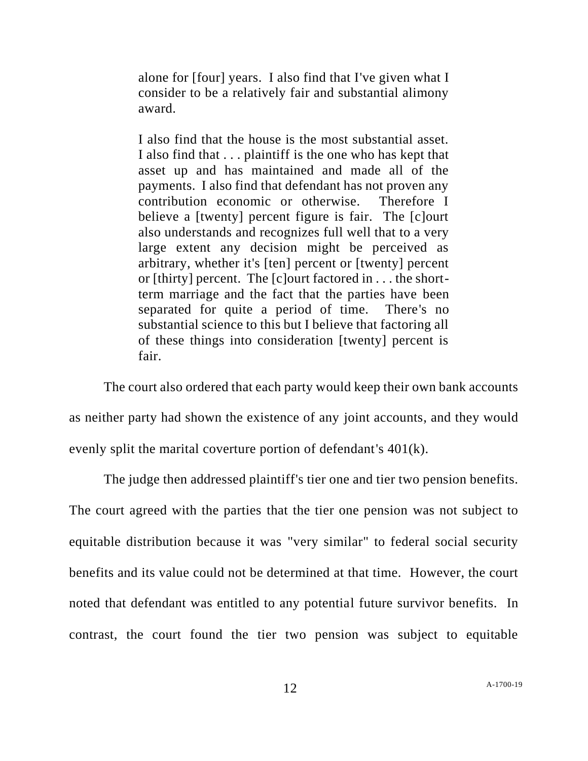> alone for [four] years. I also find that I've given what I consider to be a relatively fair and substantial alimony award.
>
> I also find that the house is the most substantial asset. I also find that . . . plaintiff is the one who has kept that asset up and has maintained and made all of the payments. I also find that defendant has not proven any contribution economic or otherwise. Therefore I believe a [twenty] percent figure is fair. The [c]ourt also understands and recognizes full well that to a very large extent any decision might be perceived as arbitrary, whether it's [ten] percent or [twenty] percent or [thirty] percent. The [c]ourt factored in . . . the short-term marriage and the fact that the parties have been separated for quite a period of time. There's no substantial science to this but I believe that factoring all of these things into consideration [twenty] percent is fair.

The court also ordered that each party would keep their own bank accounts as neither party had shown the existence of any joint accounts, and they would evenly split the marital coverture portion of defendant's 401(k).

The judge then addressed plaintiff's tier one and tier two pension benefits. The court agreed with the parties that the tier one pension was not subject to equitable distribution because it was "very similar" to federal social security benefits and its value could not be determined at that time. However, the court noted that defendant was entitled to any potential future survivor benefits. In contrast, the court found the tier two pension was subject to equitable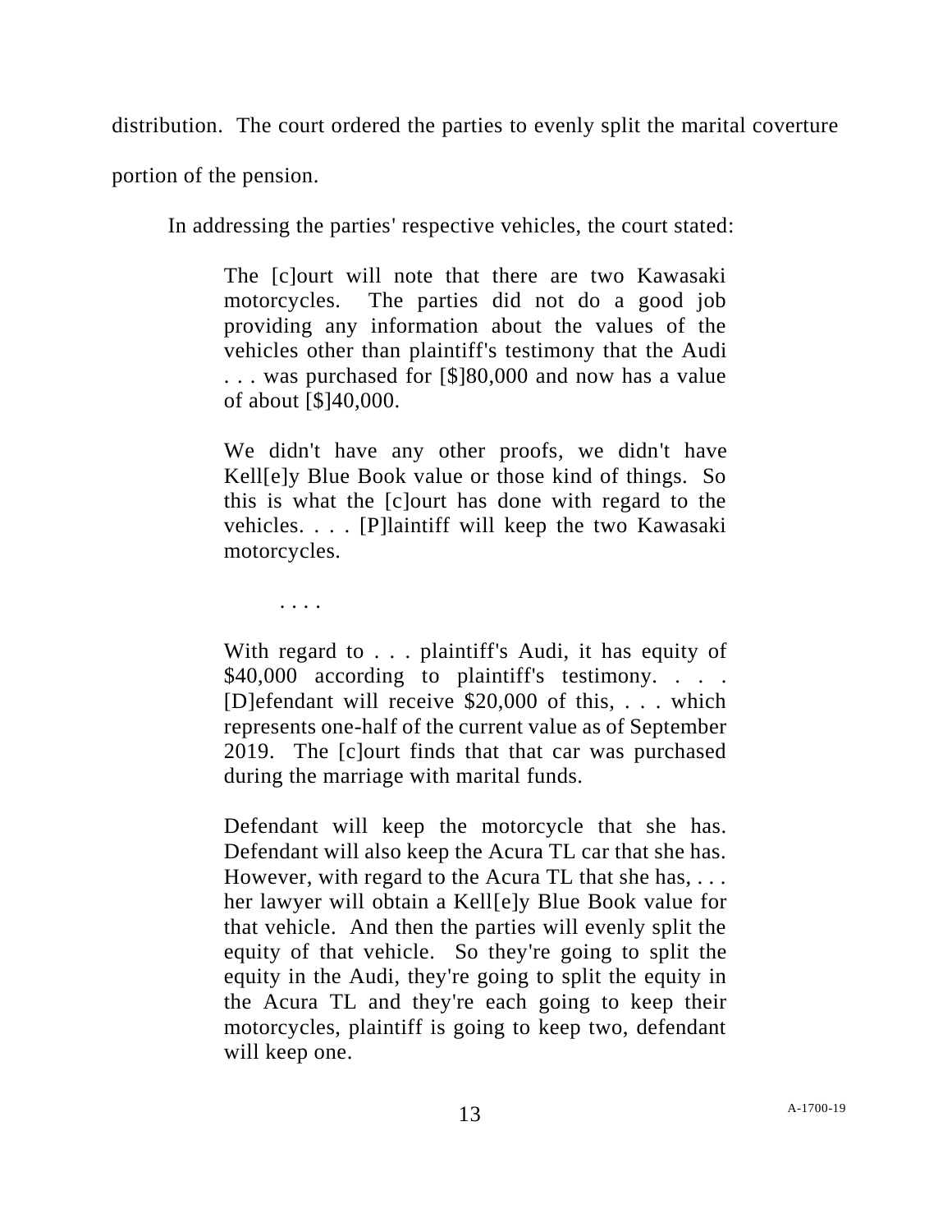distribution. The court ordered the parties to evenly split the marital coverture portion of the pension.

In addressing the parties' respective vehicles, the court stated:

> The [c]ourt will note that there are two Kawasaki motorcycles. The parties did not do a good job providing any information about the values of the vehicles other than plaintiff's testimony that the Audi . . . was purchased for [$]80,000 and now has a value of about [$]40,000.
>
> We didn't have any other proofs, we didn't have Kell[e]y Blue Book value or those kind of things. So this is what the [c]ourt has done with regard to the vehicles. . . . [P]laintiff will keep the two Kawasaki motorcycles.
>
> . . . .
>
> With regard to . . . plaintiff's Audi, it has equity of $40,000 according to plaintiff's testimony. . . . [D]efendant will receive $20,000 of this, . . . which represents one-half of the current value as of September 2019. The [c]ourt finds that that car was purchased during the marriage with marital funds.
>
> Defendant will keep the motorcycle that she has. Defendant will also keep the Acura TL car that she has. However, with regard to the Acura TL that she has, . . . her lawyer will obtain a Kell[e]y Blue Book value for that vehicle. And then the parties will evenly split the equity of that vehicle. So they're going to split the equity in the Audi, they're going to split the equity in the Acura TL and they're each going to keep their motorcycles, plaintiff is going to keep two, defendant will keep one.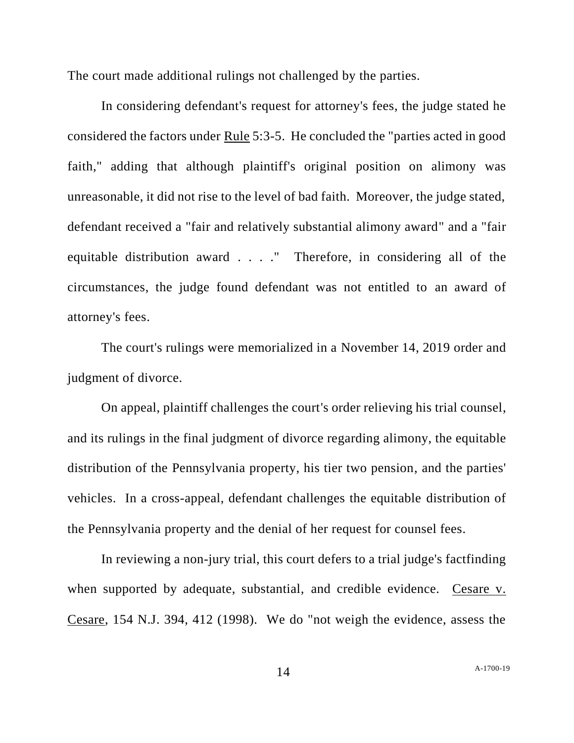The court made additional rulings not challenged by the parties.

In considering defendant's request for attorney's fees, the judge stated he considered the factors under Rule 5:3-5. He concluded the "parties acted in good faith," adding that although plaintiff's original position on alimony was unreasonable, it did not rise to the level of bad faith. Moreover, the judge stated, defendant received a "fair and relatively substantial alimony award" and a "fair equitable distribution award . . . ." Therefore, in considering all of the circumstances, the judge found defendant was not entitled to an award of attorney's fees.

The court's rulings were memorialized in a November 14, 2019 order and judgment of divorce.

On appeal, plaintiff challenges the court's order relieving his trial counsel, and its rulings in the final judgment of divorce regarding alimony, the equitable distribution of the Pennsylvania property, his tier two pension, and the parties' vehicles. In a cross-appeal, defendant challenges the equitable distribution of the Pennsylvania property and the denial of her request for counsel fees.

In reviewing a non-jury trial, this court defers to a trial judge's factfinding when supported by adequate, substantial, and credible evidence. Cesare v. Cesare, 154 N.J. 394, 412 (1998). We do "not weigh the evidence, assess the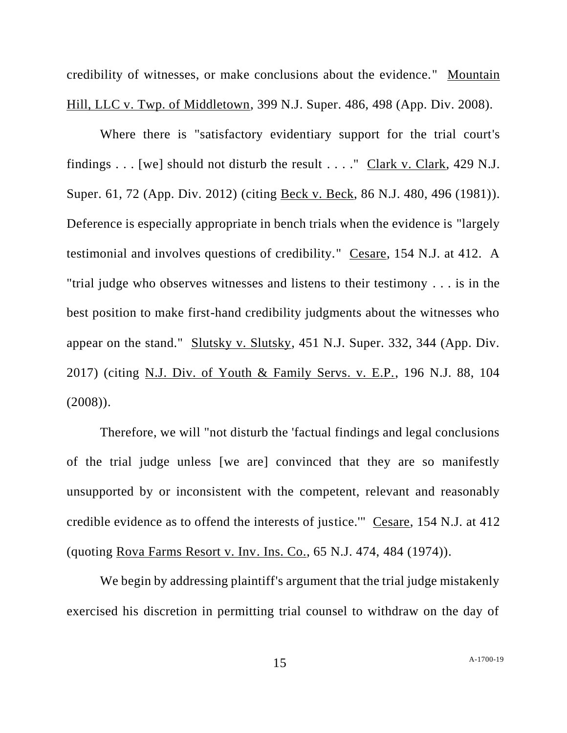credibility of witnesses, or make conclusions about the evidence." Mountain Hill, LLC v. Twp. of Middletown, 399 N.J. Super. 486, 498 (App. Div. 2008).

Where there is "satisfactory evidentiary support for the trial court's findings . . . [we] should not disturb the result . . . ." Clark v. Clark, 429 N.J. Super. 61, 72 (App. Div. 2012) (citing Beck v. Beck, 86 N.J. 480, 496 (1981)). Deference is especially appropriate in bench trials when the evidence is "largely testimonial and involves questions of credibility." Cesare, 154 N.J. at 412. A "trial judge who observes witnesses and listens to their testimony . . . is in the best position to make first-hand credibility judgments about the witnesses who appear on the stand." Slutsky v. Slutsky, 451 N.J. Super. 332, 344 (App. Div. 2017) (citing N.J. Div. of Youth & Family Servs. v. E.P., 196 N.J. 88, 104 (2008)).

Therefore, we will "not disturb the 'factual findings and legal conclusions of the trial judge unless [we are] convinced that they are so manifestly unsupported by or inconsistent with the competent, relevant and reasonably credible evidence as to offend the interests of justice.'" Cesare, 154 N.J. at 412 (quoting Rova Farms Resort v. Inv. Ins. Co., 65 N.J. 474, 484 (1974)).

We begin by addressing plaintiff's argument that the trial judge mistakenly exercised his discretion in permitting trial counsel to withdraw on the day of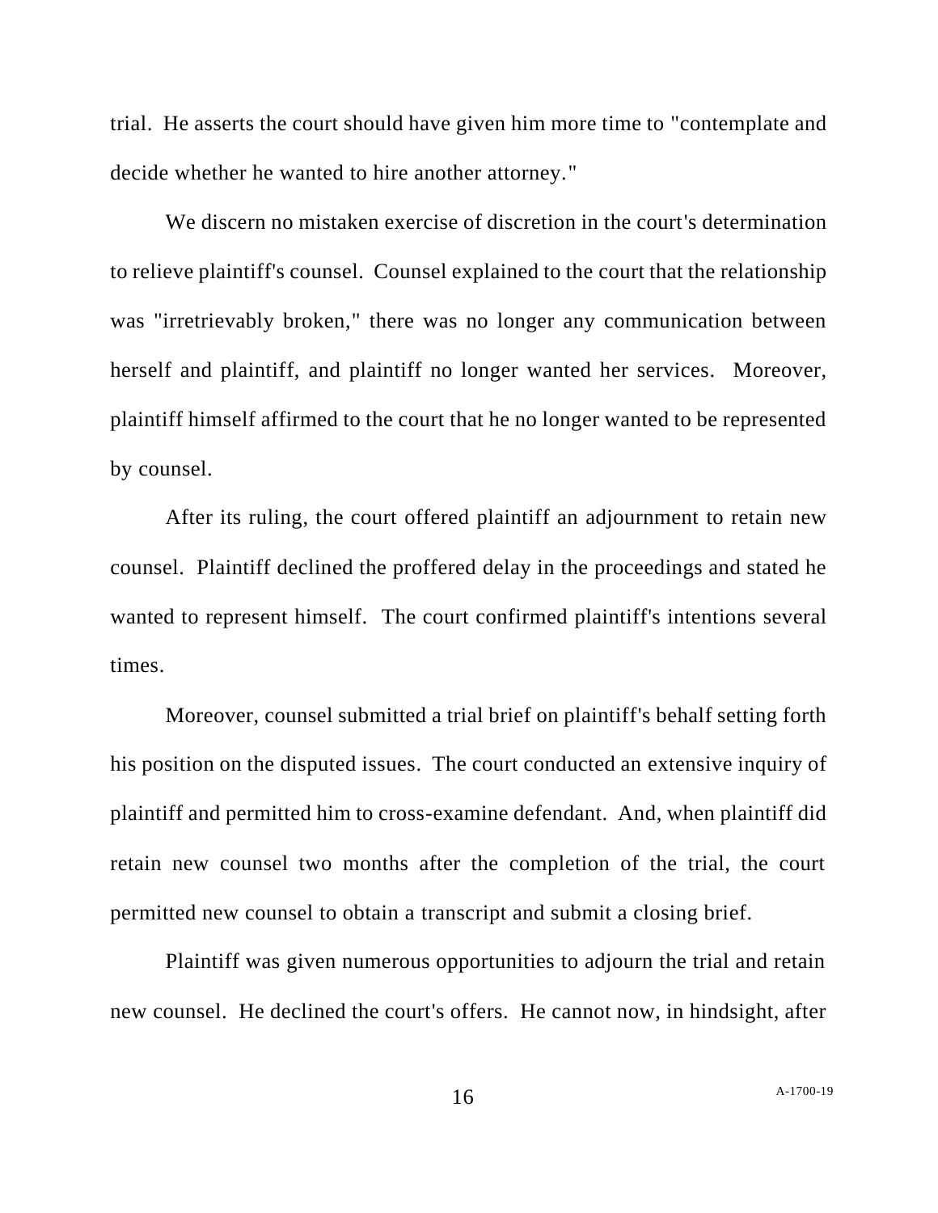trial. He asserts the court should have given him more time to "contemplate and decide whether he wanted to hire another attorney."

We discern no mistaken exercise of discretion in the court's determination to relieve plaintiff's counsel. Counsel explained to the court that the relationship was "irretrievably broken," there was no longer any communication between herself and plaintiff, and plaintiff no longer wanted her services. Moreover, plaintiff himself affirmed to the court that he no longer wanted to be represented by counsel.

After its ruling, the court offered plaintiff an adjournment to retain new counsel. Plaintiff declined the proffered delay in the proceedings and stated he wanted to represent himself. The court confirmed plaintiff's intentions several times.

Moreover, counsel submitted a trial brief on plaintiff's behalf setting forth his position on the disputed issues. The court conducted an extensive inquiry of plaintiff and permitted him to cross-examine defendant. And, when plaintiff did retain new counsel two months after the completion of the trial, the court permitted new counsel to obtain a transcript and submit a closing brief.

Plaintiff was given numerous opportunities to adjourn the trial and retain new counsel. He declined the court's offers. He cannot now, in hindsight, after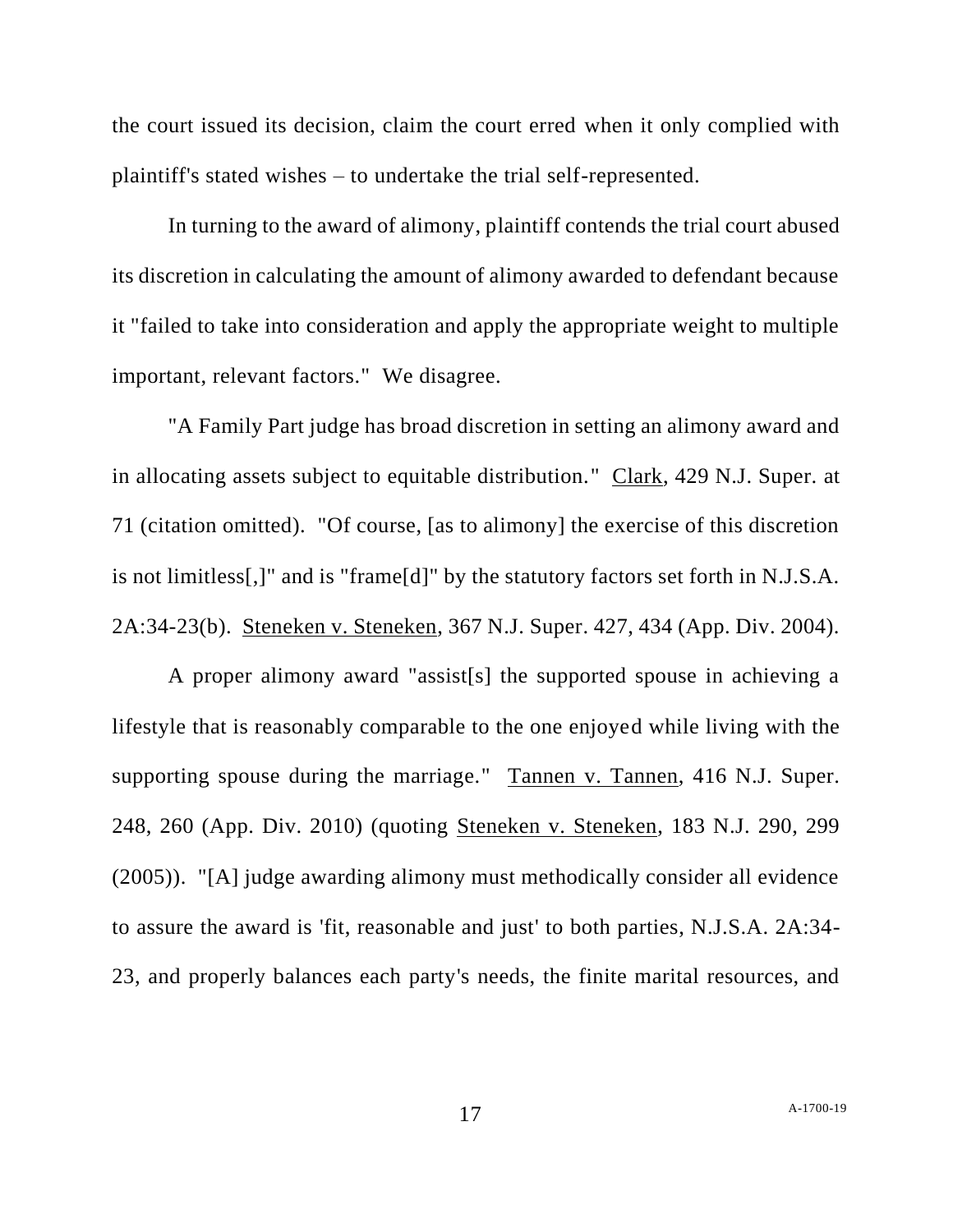the court issued its decision, claim the court erred when it only complied with plaintiff's stated wishes – to undertake the trial self-represented.

In turning to the award of alimony, plaintiff contends the trial court abused its discretion in calculating the amount of alimony awarded to defendant because it "failed to take into consideration and apply the appropriate weight to multiple important, relevant factors." We disagree.

"A Family Part judge has broad discretion in setting an alimony award and in allocating assets subject to equitable distribution." Clark, 429 N.J. Super. at 71 (citation omitted). "Of course, [as to alimony] the exercise of this discretion is not limitless[,]" and is "frame[d]" by the statutory factors set forth in N.J.S.A. 2A:34-23(b). Steneken v. Steneken, 367 N.J. Super. 427, 434 (App. Div. 2004).

A proper alimony award "assist[s] the supported spouse in achieving a lifestyle that is reasonably comparable to the one enjoyed while living with the supporting spouse during the marriage." Tannen v. Tannen, 416 N.J. Super. 248, 260 (App. Div. 2010) (quoting Steneken v. Steneken, 183 N.J. 290, 299 (2005)). "[A] judge awarding alimony must methodically consider all evidence to assure the award is 'fit, reasonable and just' to both parties, N.J.S.A. 2A:34-23, and properly balances each party's needs, the finite marital resources, and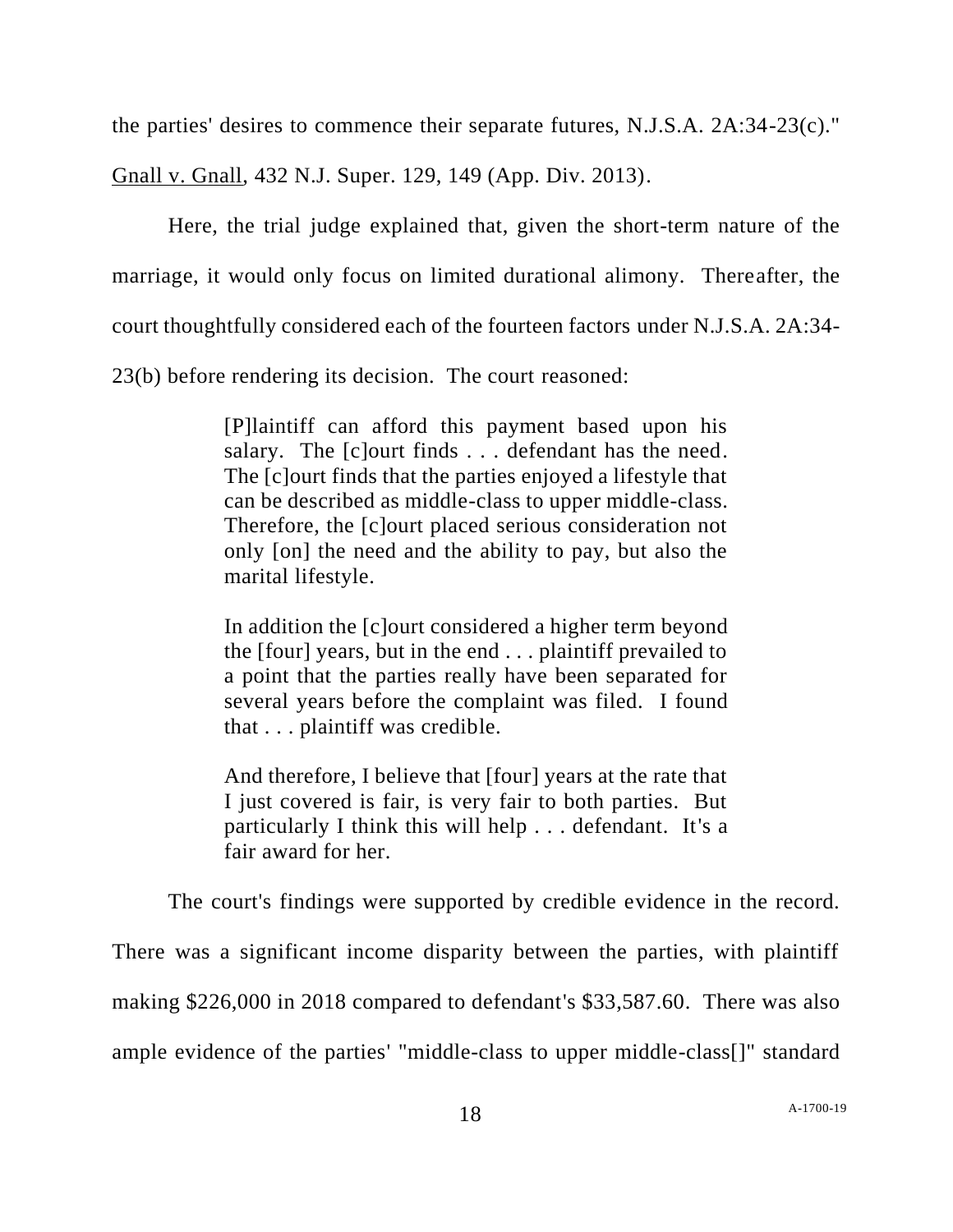the parties' desires to commence their separate futures, N.J.S.A. 2A:34-23(c)." Gnall v. Gnall, 432 N.J. Super. 129, 149 (App. Div. 2013).

Here, the trial judge explained that, given the short-term nature of the marriage, it would only focus on limited durational alimony. Thereafter, the court thoughtfully considered each of the fourteen factors under N.J.S.A. 2A:34-23(b) before rendering its decision. The court reasoned:

> [P]laintiff can afford this payment based upon his salary. The [c]ourt finds . . . defendant has the need. The [c]ourt finds that the parties enjoyed a lifestyle that can be described as middle-class to upper middle-class. Therefore, the [c]ourt placed serious consideration not only [on] the need and the ability to pay, but also the marital lifestyle.
>
> In addition the [c]ourt considered a higher term beyond the [four] years, but in the end . . . plaintiff prevailed to a point that the parties really have been separated for several years before the complaint was filed. I found that . . . plaintiff was credible.
>
> And therefore, I believe that [four] years at the rate that I just covered is fair, is very fair to both parties. But particularly I think this will help . . . defendant. It's a fair award for her.

The court's findings were supported by credible evidence in the record. There was a significant income disparity between the parties, with plaintiff making $226,000 in 2018 compared to defendant's $33,587.60. There was also ample evidence of the parties' "middle-class to upper middle-class[]" standard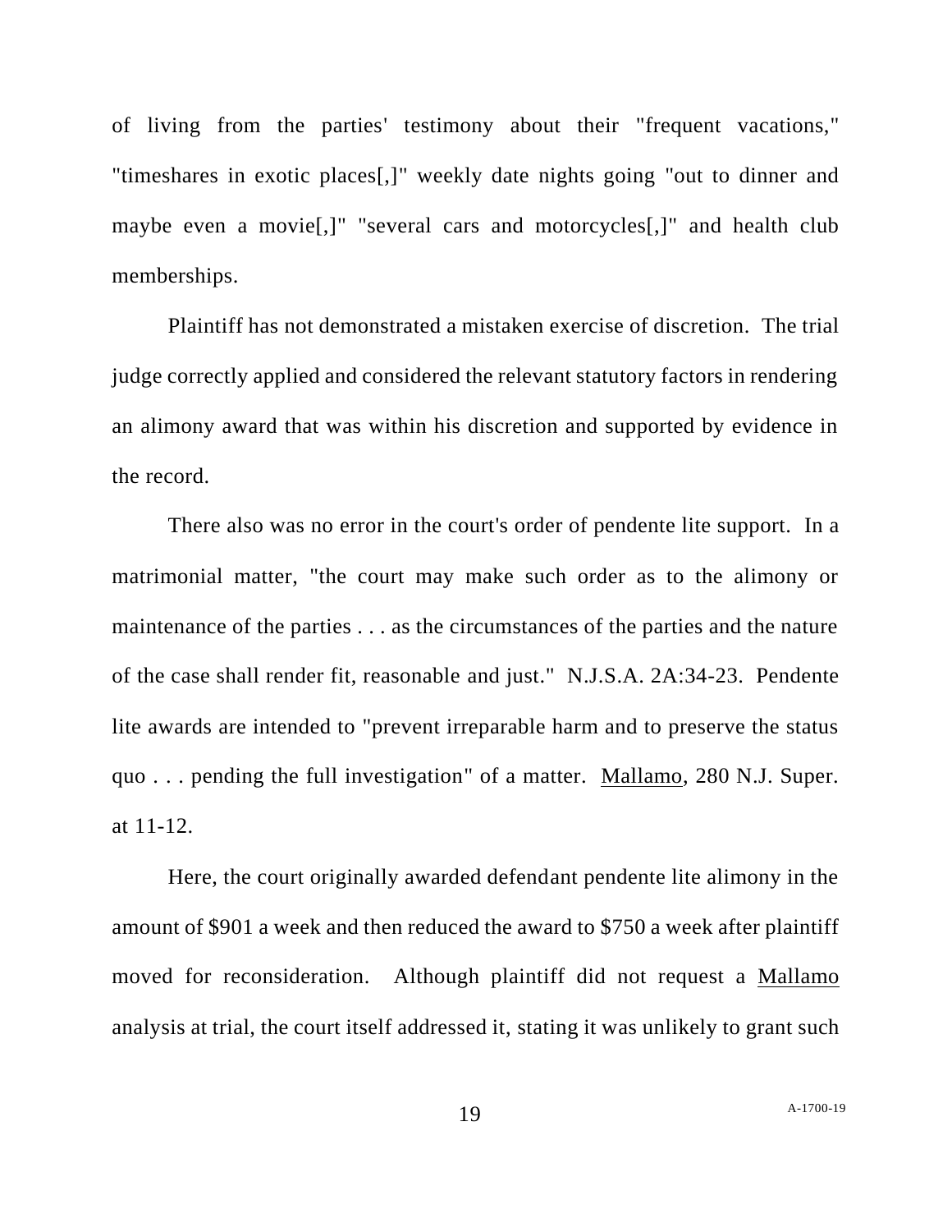of living from the parties' testimony about their "frequent vacations," "timeshares in exotic places[,]" weekly date nights going "out to dinner and maybe even a movie[,]" "several cars and motorcycles[,]" and health club memberships.

Plaintiff has not demonstrated a mistaken exercise of discretion. The trial judge correctly applied and considered the relevant statutory factors in rendering an alimony award that was within his discretion and supported by evidence in the record.

There also was no error in the court's order of pendente lite support. In a matrimonial matter, "the court may make such order as to the alimony or maintenance of the parties . . . as the circumstances of the parties and the nature of the case shall render fit, reasonable and just." N.J.S.A. 2A:34-23. Pendente lite awards are intended to "prevent irreparable harm and to preserve the status quo . . . pending the full investigation" of a matter. Mallamo, 280 N.J. Super. at 11-12.

Here, the court originally awarded defendant pendente lite alimony in the amount of $901 a week and then reduced the award to $750 a week after plaintiff moved for reconsideration. Although plaintiff did not request a Mallamo analysis at trial, the court itself addressed it, stating it was unlikely to grant such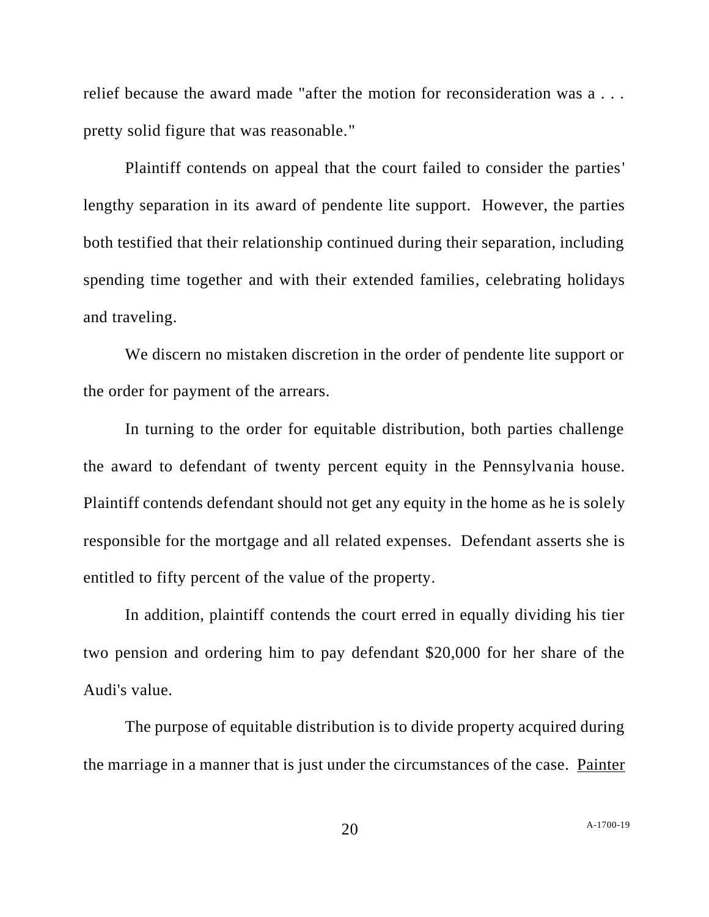relief because the award made "after the motion for reconsideration was a . . . pretty solid figure that was reasonable."

Plaintiff contends on appeal that the court failed to consider the parties' lengthy separation in its award of pendente lite support. However, the parties both testified that their relationship continued during their separation, including spending time together and with their extended families, celebrating holidays and traveling.

We discern no mistaken discretion in the order of pendente lite support or the order for payment of the arrears.

In turning to the order for equitable distribution, both parties challenge the award to defendant of twenty percent equity in the Pennsylvania house. Plaintiff contends defendant should not get any equity in the home as he is solely responsible for the mortgage and all related expenses. Defendant asserts she is entitled to fifty percent of the value of the property.

In addition, plaintiff contends the court erred in equally dividing his tier two pension and ordering him to pay defendant $20,000 for her share of the Audi's value.

The purpose of equitable distribution is to divide property acquired during the marriage in a manner that is just under the circumstances of the case. Painter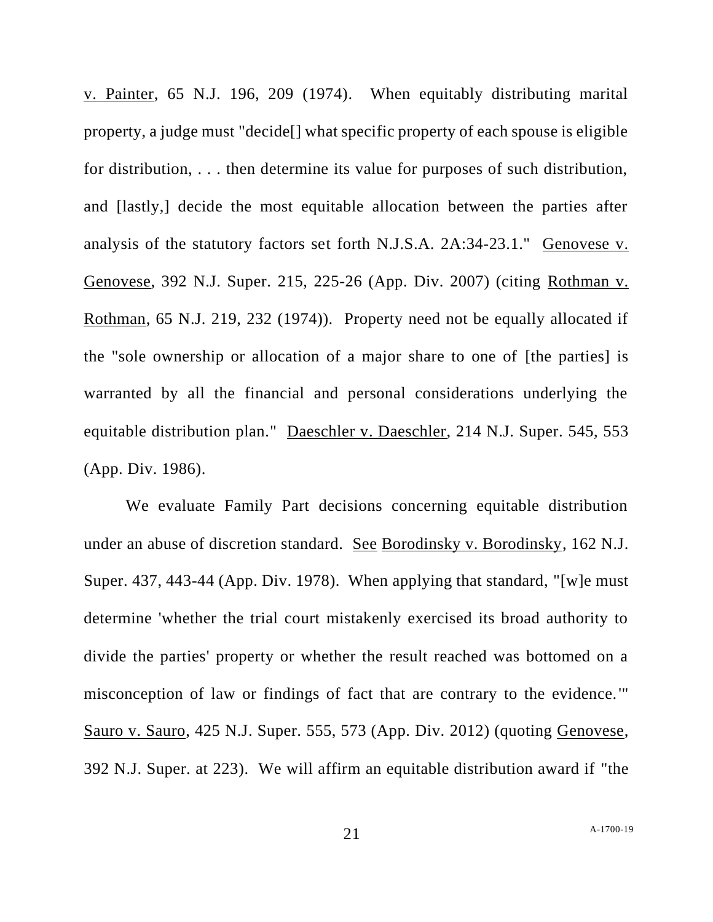v. Painter, 65 N.J. 196, 209 (1974). When equitably distributing marital property, a judge must "decide[] what specific property of each spouse is eligible for distribution, . . . then determine its value for purposes of such distribution, and [lastly,] decide the most equitable allocation between the parties after analysis of the statutory factors set forth N.J.S.A. 2A:34-23.1." Genovese v. Genovese, 392 N.J. Super. 215, 225-26 (App. Div. 2007) (citing Rothman v. Rothman, 65 N.J. 219, 232 (1974)). Property need not be equally allocated if the "sole ownership or allocation of a major share to one of [the parties] is warranted by all the financial and personal considerations underlying the equitable distribution plan." Daeschler v. Daeschler, 214 N.J. Super. 545, 553 (App. Div. 1986).

We evaluate Family Part decisions concerning equitable distribution under an abuse of discretion standard. See Borodinsky v. Borodinsky, 162 N.J. Super. 437, 443-44 (App. Div. 1978). When applying that standard, "[w]e must determine 'whether the trial court mistakenly exercised its broad authority to divide the parties' property or whether the result reached was bottomed on a misconception of law or findings of fact that are contrary to the evidence.'" Sauro v. Sauro, 425 N.J. Super. 555, 573 (App. Div. 2012) (quoting Genovese, 392 N.J. Super. at 223). We will affirm an equitable distribution award if "the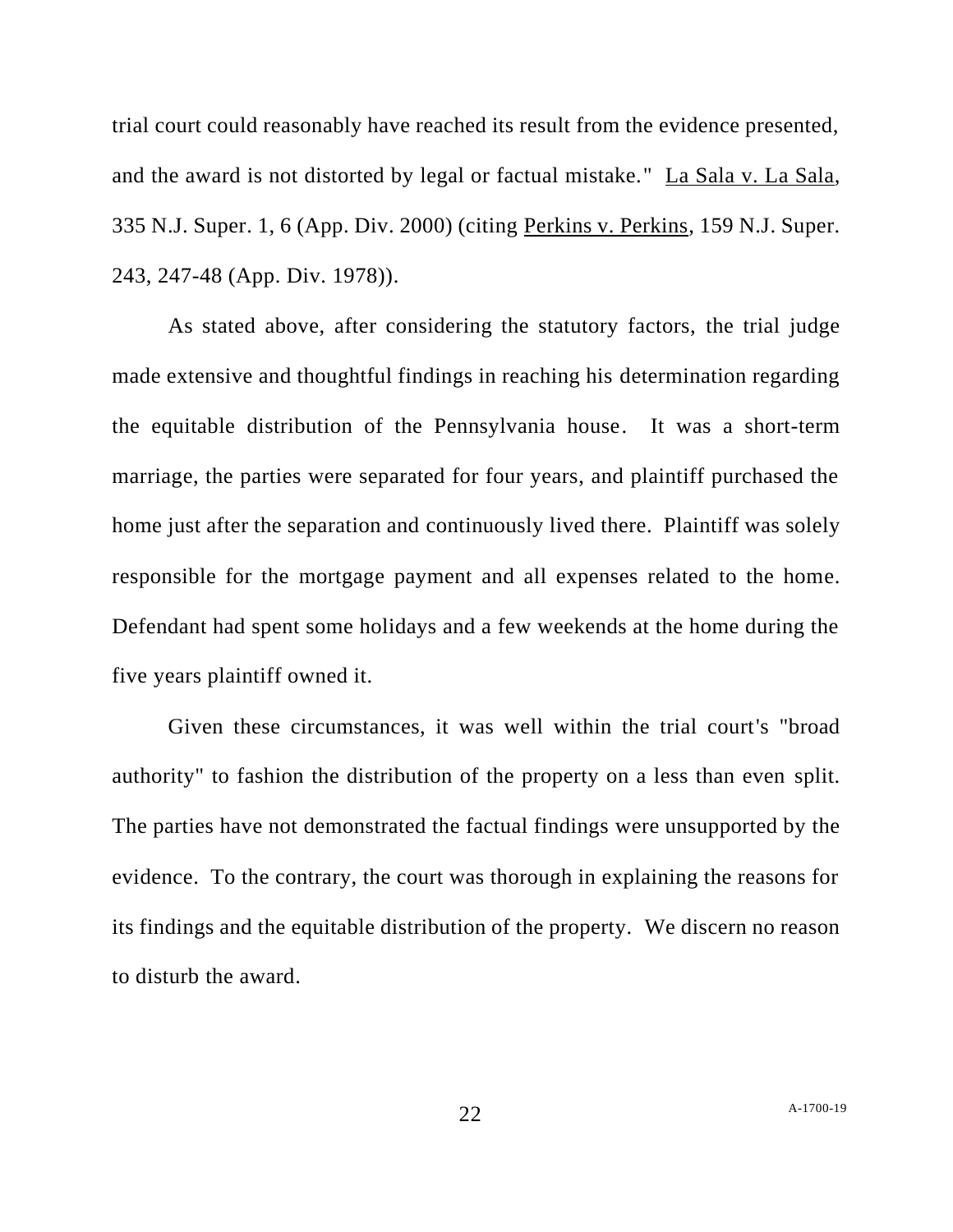trial court could reasonably have reached its result from the evidence presented, and the award is not distorted by legal or factual mistake." La Sala v. La Sala, 335 N.J. Super. 1, 6 (App. Div. 2000) (citing Perkins v. Perkins, 159 N.J. Super. 243, 247-48 (App. Div. 1978)).

As stated above, after considering the statutory factors, the trial judge made extensive and thoughtful findings in reaching his determination regarding the equitable distribution of the Pennsylvania house. It was a short-term marriage, the parties were separated for four years, and plaintiff purchased the home just after the separation and continuously lived there. Plaintiff was solely responsible for the mortgage payment and all expenses related to the home. Defendant had spent some holidays and a few weekends at the home during the five years plaintiff owned it.

Given these circumstances, it was well within the trial court's "broad authority" to fashion the distribution of the property on a less than even split. The parties have not demonstrated the factual findings were unsupported by the evidence. To the contrary, the court was thorough in explaining the reasons for its findings and the equitable distribution of the property. We discern no reason to disturb the award.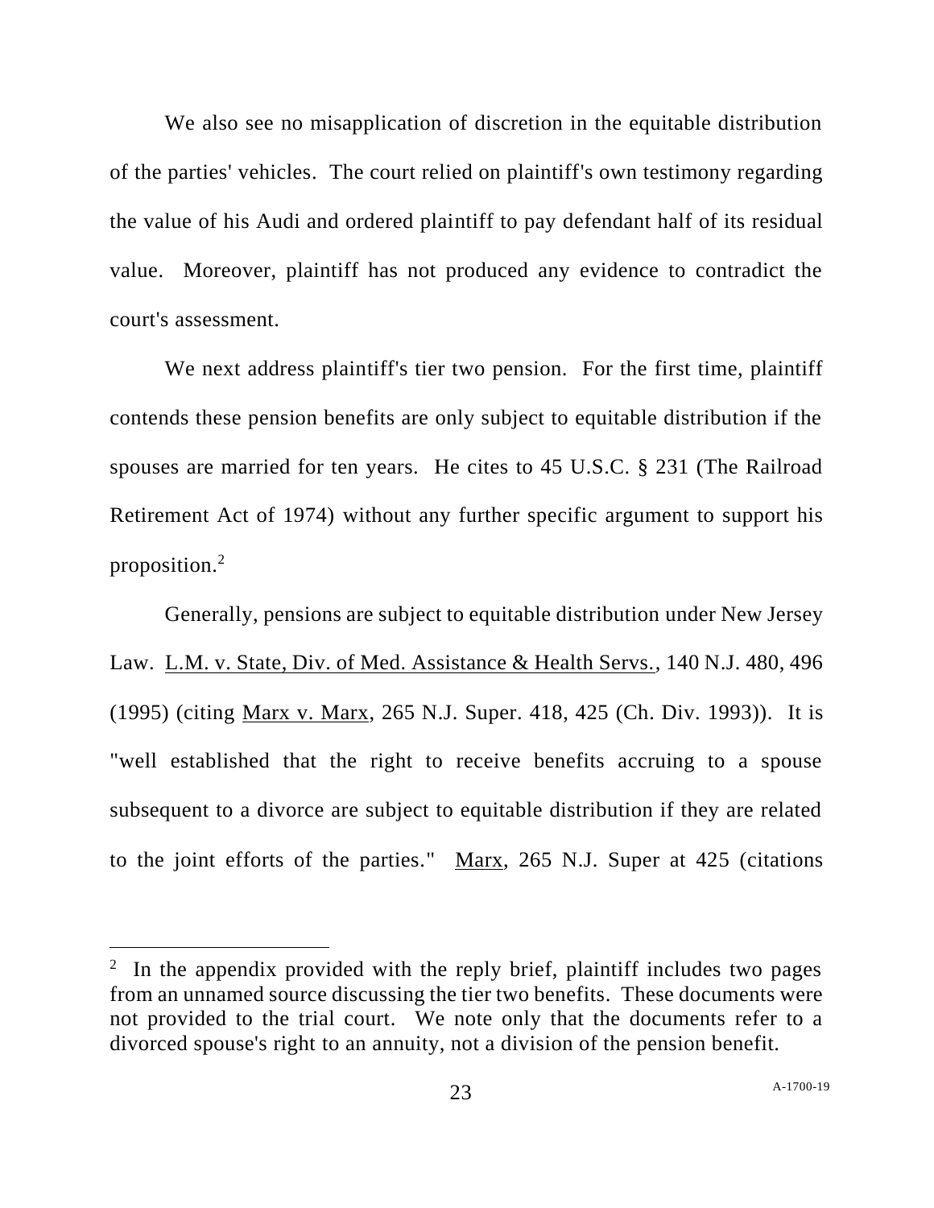We also see no misapplication of discretion in the equitable distribution of the parties' vehicles. The court relied on plaintiff's own testimony regarding the value of his Audi and ordered plaintiff to pay defendant half of its residual value. Moreover, plaintiff has not produced any evidence to contradict the court's assessment.

We next address plaintiff's tier two pension. For the first time, plaintiff contends these pension benefits are only subject to equitable distribution if the spouses are married for ten years. He cites to 45 U.S.C. § 231 (The Railroad Retirement Act of 1974) without any further specific argument to support his proposition.[2]

Generally, pensions are subject to equitable distribution under New Jersey Law. L.M. v. State, Div. of Med. Assistance & Health Servs., 140 N.J. 480, 496 (1995) (citing Marx v. Marx, 265 N.J. Super. 418, 425 (Ch. Div. 1993)). It is "well established that the right to receive benefits accruing to a spouse subsequent to a divorce are subject to equitable distribution if they are related to the joint efforts of the parties." Marx, 265 N.J. Super at 425 (citations

---

[2] In the appendix provided with the reply brief, plaintiff includes two pages from an unnamed source discussing the tier two benefits. These documents were not provided to the trial court. We note only that the documents refer to a divorced spouse's right to an annuity, not a division of the pension benefit.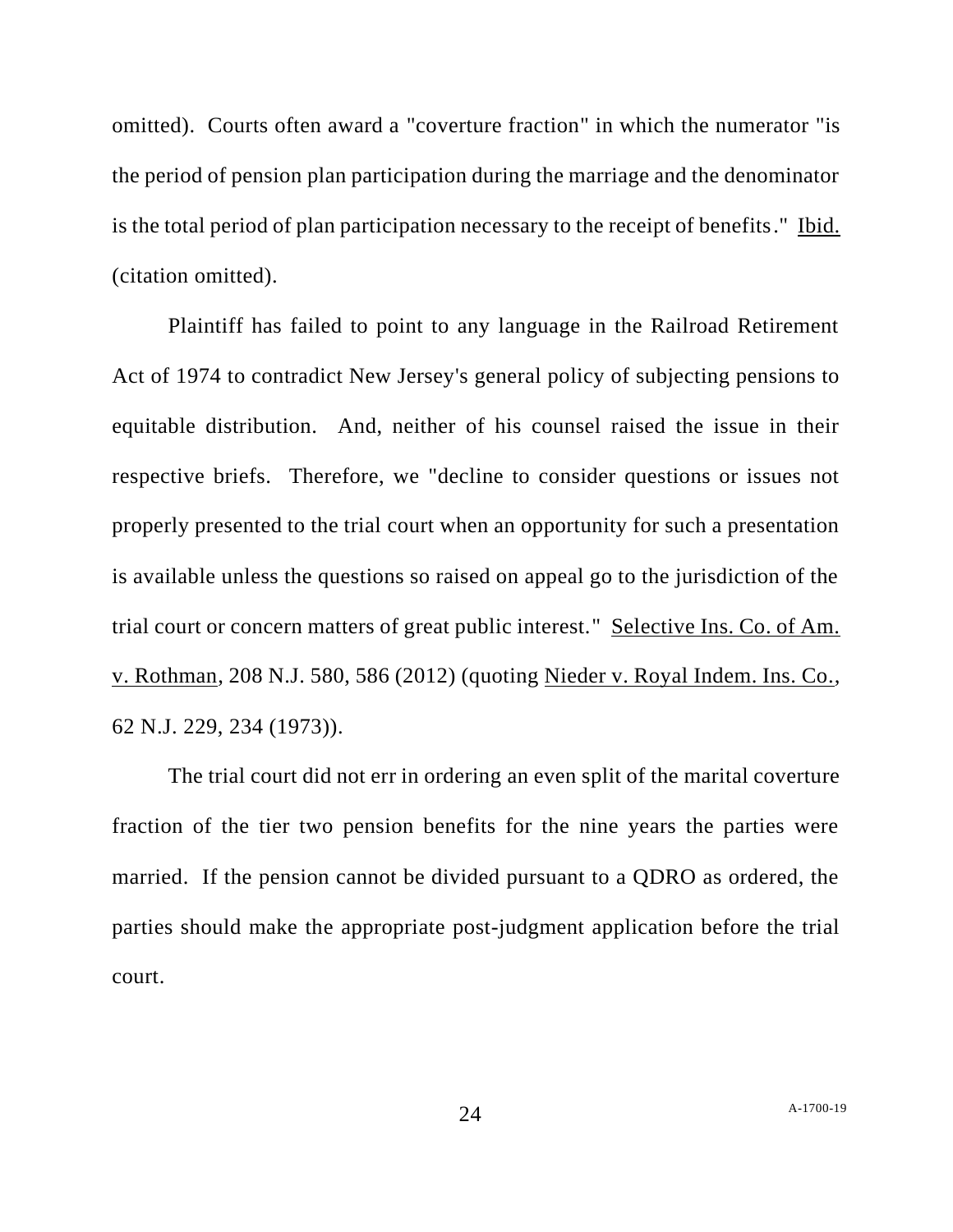omitted). Courts often award a "coverture fraction" in which the numerator "is the period of pension plan participation during the marriage and the denominator is the total period of plan participation necessary to the receipt of benefits." Ibid. (citation omitted).

Plaintiff has failed to point to any language in the Railroad Retirement Act of 1974 to contradict New Jersey's general policy of subjecting pensions to equitable distribution. And, neither of his counsel raised the issue in their respective briefs. Therefore, we "decline to consider questions or issues not properly presented to the trial court when an opportunity for such a presentation is available unless the questions so raised on appeal go to the jurisdiction of the trial court or concern matters of great public interest." Selective Ins. Co. of Am. v. Rothman, 208 N.J. 580, 586 (2012) (quoting Nieder v. Royal Indem. Ins. Co., 62 N.J. 229, 234 (1973)).

The trial court did not err in ordering an even split of the marital coverture fraction of the tier two pension benefits for the nine years the parties were married. If the pension cannot be divided pursuant to a QDRO as ordered, the parties should make the appropriate post-judgment application before the trial court.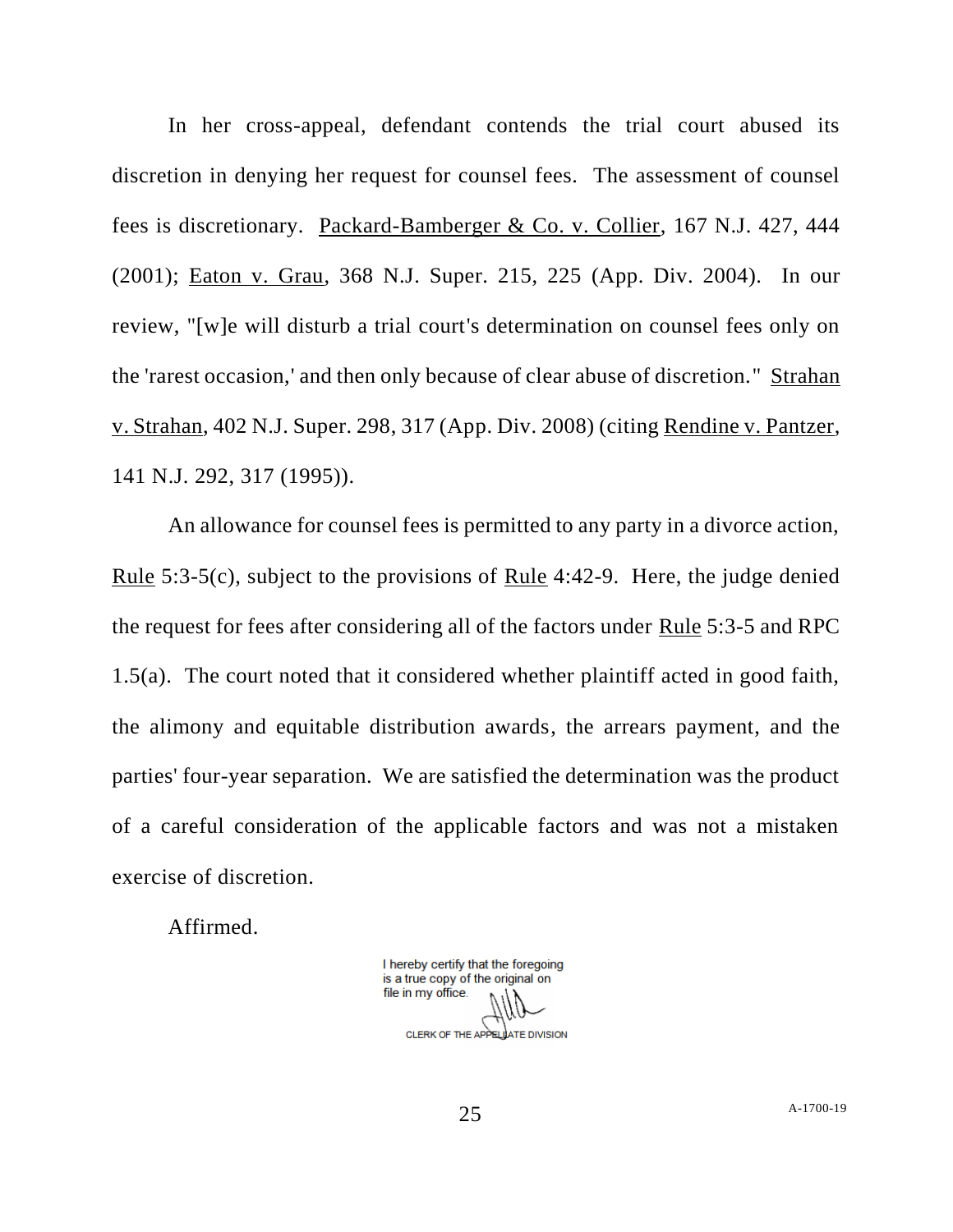In her cross-appeal, defendant contends the trial court abused its discretion in denying her request for counsel fees. The assessment of counsel fees is discretionary. Packard-Bamberger & Co. v. Collier, 167 N.J. 427, 444 (2001); Eaton v. Grau, 368 N.J. Super. 215, 225 (App. Div. 2004). In our review, "[w]e will disturb a trial court's determination on counsel fees only on the 'rarest occasion,' and then only because of clear abuse of discretion." Strahan v. Strahan, 402 N.J. Super. 298, 317 (App. Div. 2008) (citing Rendine v. Pantzer, 141 N.J. 292, 317 (1995)).

An allowance for counsel fees is permitted to any party in a divorce action, Rule 5:3-5(c), subject to the provisions of Rule 4:42-9. Here, the judge denied the request for fees after considering all of the factors under Rule 5:3-5 and RPC 1.5(a). The court noted that it considered whether plaintiff acted in good faith, the alimony and equitable distribution awards, the arrears payment, and the parties' four-year separation. We are satisfied the determination was the product of a careful consideration of the applicable factors and was not a mistaken exercise of discretion.

Affirmed.

I hereby certify that the foregoing is a true copy of the original on file in my office.

CLERK OF THE APPELLATE DIVISION